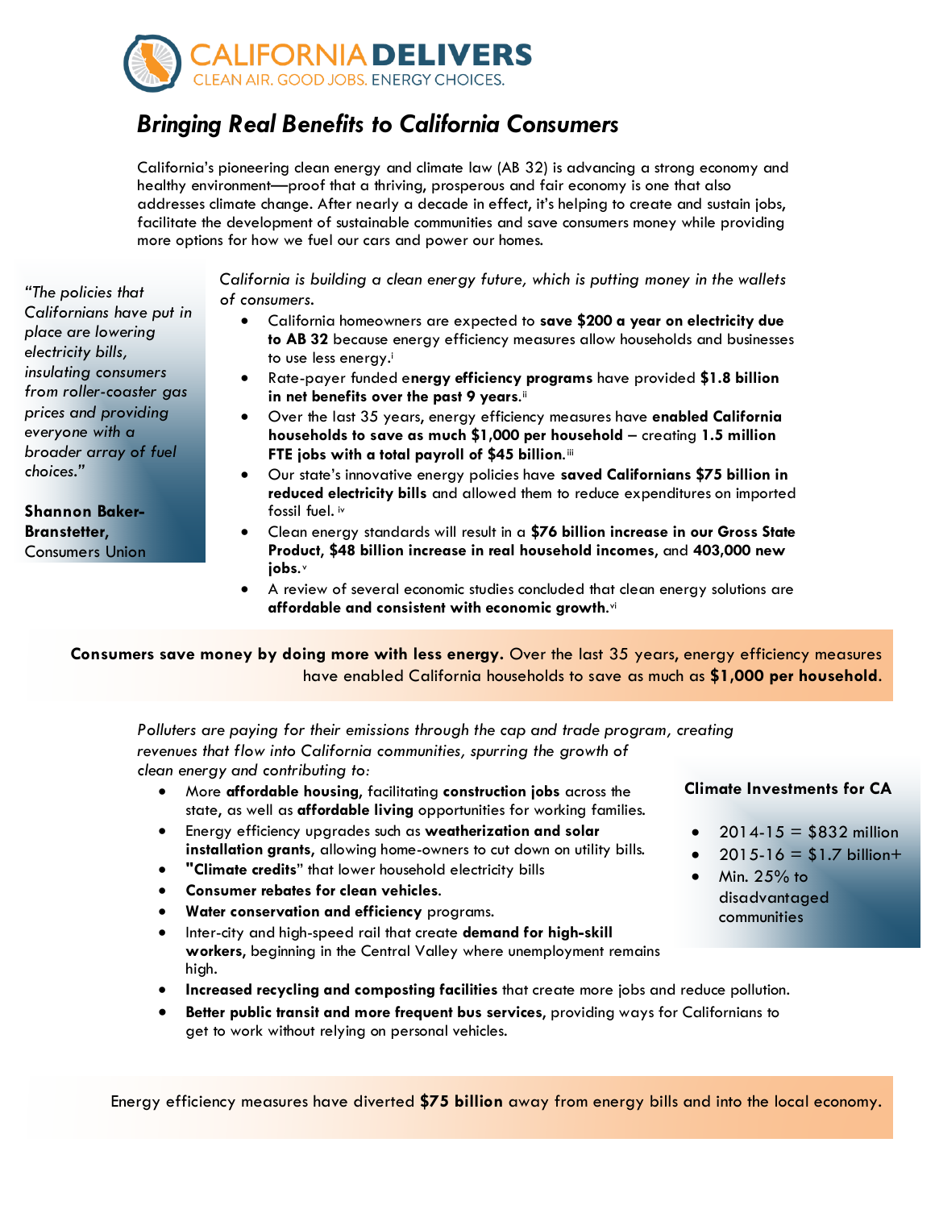# CALIFORNIA DELIVERS

CLEAN AIR. GOOD JOBS. ENERGY CHOICES.

## *Bringing Real Benefits to California Consumers*

California's pioneering clean energy and climate law (AB 32) is advancing a strong economy and healthy environment—proof that a thriving, prosperous and fair economy is one that also addresses climate change. After nearly a decade in effect, it's helping to create and sustain jobs, facilitate the development of sustainable communities and save consumers money while providing more options for how we fuel our cars and power our homes.

> *"The policies that Californians have put in place are lowering electricity bills, insulating consumers from roller-coaster gas prices and providing everyone with a broader array of fuel choices."*
>
> **Shannon Baker-Branstetter,** Consumers Union

*California is building a clean energy future, which is putting money in the wallets of consumers.*

- California homeowners are expected to **save $200 a year on electricity due to AB 32** because energy efficiency measures allow households and businesses to use less energy.[i]
- Rate-payer funded **energy efficiency programs** have provided **$1.8 billion in net benefits over the past 9 years.**[ii]
- Over the last 35 years, energy efficiency measures have **enabled California households to save as much as $1,000 per household** – creating **1.5 million FTE jobs with a total payroll of $45 billion.**[iii]
- Our state's innovative energy policies have **saved Californians $75 billion in reduced electricity bills** and allowed them to reduce expenditures on imported fossil fuel.[iv]
- Clean energy standards will result in a **$76 billion increase in our Gross State Product, $48 billion increase in real household incomes,** and **403,000 new jobs.**[v]
- A review of several economic studies concluded that clean energy solutions are **affordable and consistent with economic growth.**[vi]

**Consumers save money by doing more with less energy.** Over the last 35 years, energy efficiency measures have enabled California households to save as much as **$1,000 per household**.

*Polluters are paying for their emissions through the cap and trade program, creating revenues that flow into California communities, spurring the growth of clean energy and contributing to:*

- More **affordable housing,** facilitating **construction jobs** across the state, as well as **affordable living** opportunities for working families.
- Energy efficiency upgrades such as **weatherization and solar installation grants**, allowing home-owners to cut down on utility bills.
- **"Climate credits"** that lower household electricity bills
- **Consumer rebates for clean vehicles.**
- **Water conservation and efficiency** programs.
- Inter-city and high-speed rail that create **demand for high-skill workers**, beginning in the Central Valley where unemployment remains high.
- **Increased recycling and composting facilities** that create more jobs and reduce pollution.
- **Better public transit and more frequent bus services,** providing ways for Californians to get to work without relying on personal vehicles.

**Climate Investments for CA**

- 2014-15 = $832 million
- 2015-16 = $1.7 billion+
- Min. 25% to disadvantaged communities

Energy efficiency measures have diverted **$75 billion** away from energy bills and into the local economy.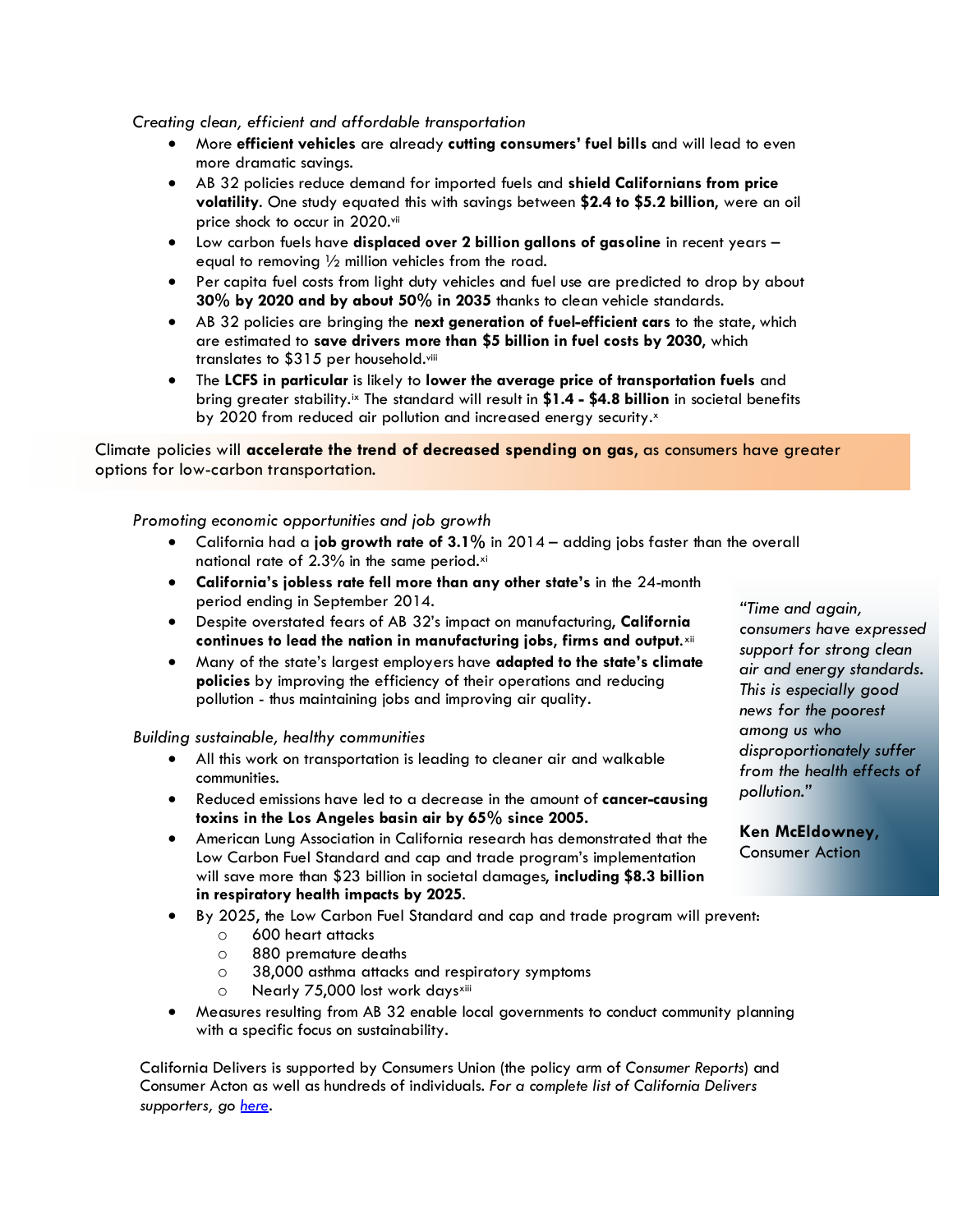*Creating clean, efficient and affordable transportation*

- More **efficient vehicles** are already **cutting consumers' fuel bills** and will lead to even more dramatic savings.
- AB 32 policies reduce demand for imported fuels and **shield Californians from price volatility**. One study equated this with savings between **$2.4 to $5.2 billion**, were an oil price shock to occur in 2020.[vii]
- Low carbon fuels have **displaced over 2 billion gallons of gasoline** in recent years – equal to removing ½ million vehicles from the road.
- Per capita fuel costs from light duty vehicles and fuel use are predicted to drop by about **30% by 2020 and by about 50% in 2035** thanks to clean vehicle standards.
- AB 32 policies are bringing the **next generation of fuel-efficient cars** to the state, which are estimated to **save drivers more than $5 billion in fuel costs by 2030**, which translates to $315 per household.[viii]
- The **LCFS in particular** is likely to **lower the average price of transportation fuels** and bring greater stability.[ix] The standard will result in **$1.4 - $4.8 billion** in societal benefits by 2020 from reduced air pollution and increased energy security.[x]

Climate policies will **accelerate the trend of decreased spending on gas**, as consumers have greater options for low-carbon transportation.

*Promoting economic opportunities and job growth*

- California had a **job growth rate of 3.1%** in 2014 – adding jobs faster than the overall national rate of 2.3% in the same period.[xi]
- **California's jobless rate fell more than any other state's** in the 24-month period ending in September 2014.
- Despite overstated fears of AB 32's impact on manufacturing, **California continues to lead the nation in manufacturing jobs, firms and output.**[xii]
- Many of the state's largest employers have **adapted to the state's climate policies** by improving the efficiency of their operations and reducing pollution - thus maintaining jobs and improving air quality.

*Building sustainable, healthy communities*

- All this work on transportation is leading to cleaner air and walkable communities.
- Reduced emissions have led to a decrease in the amount of **cancer-causing toxins in the Los Angeles basin air by 65% since 2005.**
- American Lung Association in California research has demonstrated that the Low Carbon Fuel Standard and cap and trade program's implementation will save more than $23 billion in societal damages, **including $8.3 billion in respiratory health impacts by 2025**.
- By 2025, the Low Carbon Fuel Standard and cap and trade program will prevent:
  - 600 heart attacks
  - 880 premature deaths
  - 38,000 asthma attacks and respiratory symptoms
  - Nearly 75,000 lost work days[xiii]
- Measures resulting from AB 32 enable local governments to conduct community planning with a specific focus on sustainability.

*"Time and again, consumers have expressed support for strong clean air and energy standards. This is especially good news for the poorest among us who disproportionately suffer from the health effects of pollution."*

**Ken McEldowney,**
Consumer Action

California Delivers is supported by Consumers Union (the policy arm of *Consumer Reports*) and Consumer Acton as well as hundreds of individuals. *For a complete list of California Delivers supporters, go* [here](here).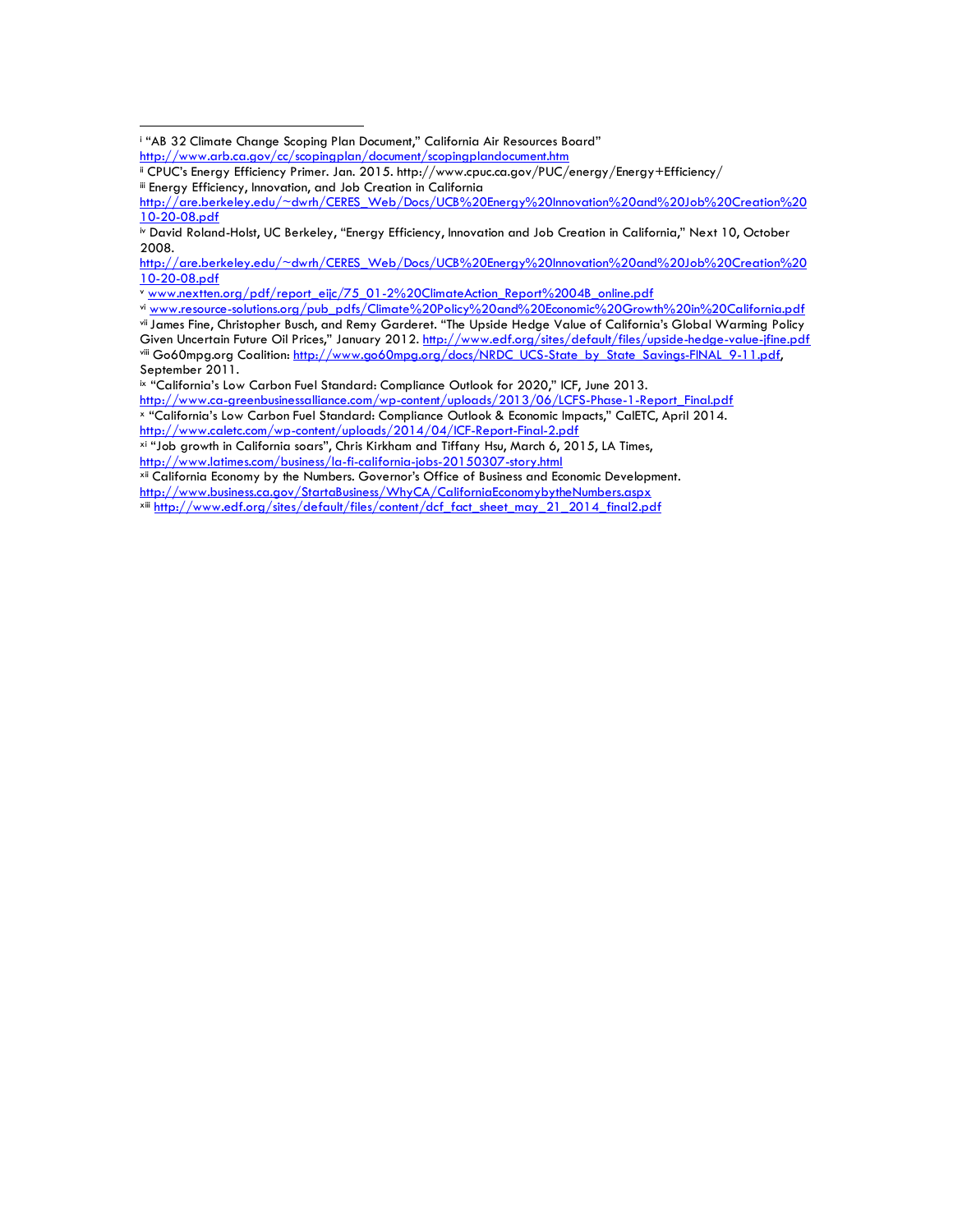[i] "AB 32 Climate Change Scoping Plan Document," California Air Resources Board" http://www.arb.ca.gov/cc/scopingplan/document/scopingplandocument.htm

[ii] CPUC's Energy Efficiency Primer. Jan. 2015. http://www.cpuc.ca.gov/PUC/energy/Energy+Efficiency/

[iii] Energy Efficiency, Innovation, and Job Creation in California http://are.berkeley.edu/~dwrh/CERES_Web/Docs/UCB%20Energy%20Innovation%20and%20Job%20Creation%2010-20-08.pdf

[iv] David Roland-Holst, UC Berkeley, "Energy Efficiency, Innovation and Job Creation in California," Next 10, October 2008. http://are.berkeley.edu/~dwrh/CERES_Web/Docs/UCB%20Energy%20Innovation%20and%20Job%20Creation%2010-20-08.pdf

[v] www.nextten.org/pdf/report_eijc/75_01-2%20ClimateAction_Report%2004B_online.pdf

[vi] www.resource-solutions.org/pub_pdfs/Climate%20Policy%20and%20Economic%20Growth%20in%20California.pdf

[vii] James Fine, Christopher Busch, and Remy Garderet. "The Upside Hedge Value of California's Global Warming Policy Given Uncertain Future Oil Prices," January 2012. http://www.edf.org/sites/default/files/upside-hedge-value-jfine.pdf

[viii] Go60mpg.org Coalition: http://www.go60mpg.org/docs/NRDC_UCS-State_by_State_Savings-FINAL_9-11.pdf, September 2011.

[ix] "California's Low Carbon Fuel Standard: Compliance Outlook for 2020," ICF, June 2013. http://www.ca-greenbusinessalliance.com/wp-content/uploads/2013/06/LCFS-Phase-1-Report_Final.pdf

[x] "California's Low Carbon Fuel Standard: Compliance Outlook & Economic Impacts," CalETC, April 2014. http://www.caletc.com/wp-content/uploads/2014/04/ICF-Report-Final-2.pdf

[xi] "Job growth in California soars", Chris Kirkham and Tiffany Hsu, March 6, 2015, LA Times, http://www.latimes.com/business/la-fi-california-jobs-20150307-story.html

[xii] California Economy by the Numbers. Governor's Office of Business and Economic Development. http://www.business.ca.gov/StartaBusiness/WhyCA/CaliforniaEconomybytheNumbers.aspx

[xiii] http://www.edf.org/sites/default/files/content/dcf_fact_sheet_may_21_2014_final2.pdf